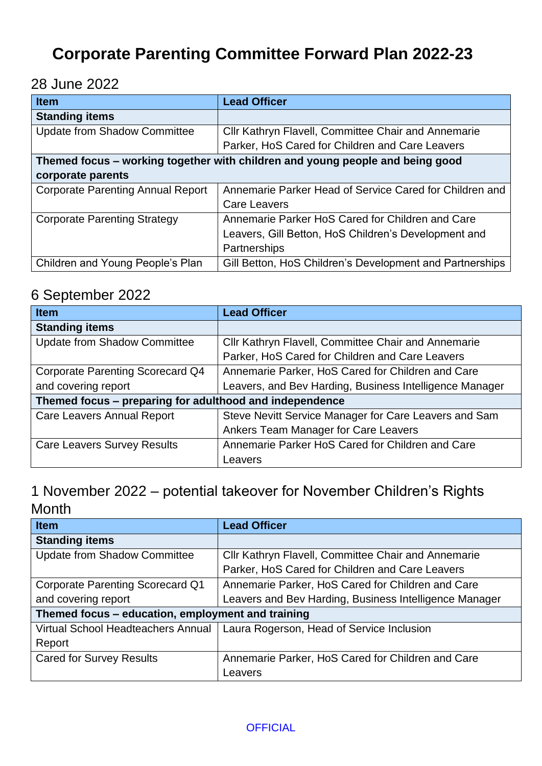# Corporate Parenting Committee Forward Plan 2022-23

## 28 June 2022

| Item | Lead Officer |
|---|---|
| **Standing items** | |
| Update from Shadow Committee | Cllr Kathryn Flavell, Committee Chair and Annemarie Parker, HoS Cared for Children and Care Leavers |
| **Themed focus – working together with children and young people and being good corporate parents** | |
| Corporate Parenting Annual Report | Annemarie Parker Head of Service Cared for Children and Care Leavers |
| Corporate Parenting Strategy | Annemarie Parker HoS Cared for Children and Care Leavers, Gill Betton, HoS Children's Development and Partnerships |
| Children and Young People's Plan | Gill Betton, HoS Children's Development and Partnerships |

## 6 September 2022

| Item | Lead Officer |
|---|---|
| **Standing items** | |
| Update from Shadow Committee | Cllr Kathryn Flavell, Committee Chair and Annemarie Parker, HoS Cared for Children and Care Leavers |
| Corporate Parenting Scorecard Q4 and covering report | Annemarie Parker, HoS Cared for Children and Care Leavers, and Bev Harding, Business Intelligence Manager |
| **Themed focus – preparing for adulthood and independence** | |
| Care Leavers Annual Report | Steve Nevitt Service Manager for Care Leavers and Sam Ankers Team Manager for Care Leavers |
| Care Leavers Survey Results | Annemarie Parker HoS Cared for Children and Care Leavers |

## 1 November 2022 – potential takeover for November Children's Rights Month

| Item | Lead Officer |
|---|---|
| **Standing items** | |
| Update from Shadow Committee | Cllr Kathryn Flavell, Committee Chair and Annemarie Parker, HoS Cared for Children and Care Leavers |
| Corporate Parenting Scorecard Q1 and covering report | Annemarie Parker, HoS Cared for Children and Care Leavers and Bev Harding, Business Intelligence Manager |
| **Themed focus – education, employment and training** | |
| Virtual School Headteachers Annual Report | Laura Rogerson, Head of Service Inclusion |
| Cared for Survey Results | Annemarie Parker, HoS Cared for Children and Care Leavers |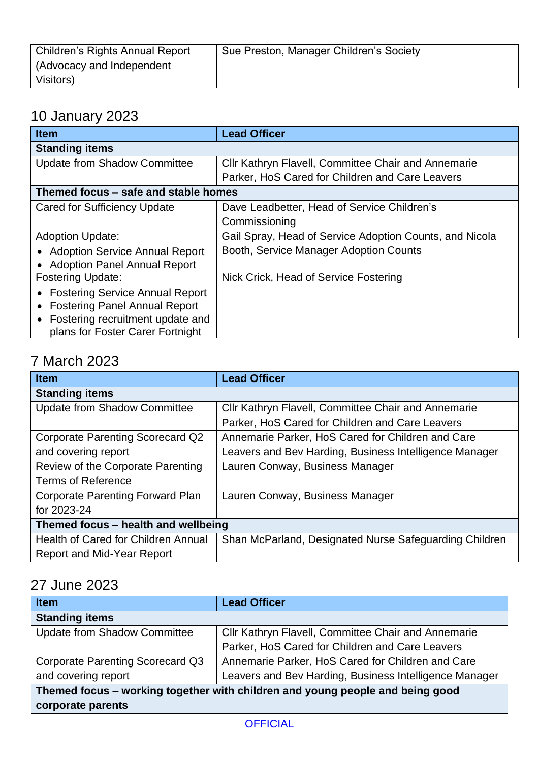| Children's Rights Annual Report (Advocacy and Independent Visitors) | Sue Preston, Manager Children's Society |
|---|---|

## 10 January 2023

| Item | Lead Officer |
|---|---|
| **Standing items** | |
| Update from Shadow Committee | Cllr Kathryn Flavell, Committee Chair and Annemarie Parker, HoS Cared for Children and Care Leavers |
| **Themed focus – safe and stable homes** | |
| Cared for Sufficiency Update | Dave Leadbetter, Head of Service Children's Commissioning |
| Adoption Update:<br>• Adoption Service Annual Report<br>• Adoption Panel Annual Report | Gail Spray, Head of Service Adoption Counts, and Nicola Booth, Service Manager Adoption Counts |
| Fostering Update:<br>• Fostering Service Annual Report<br>• Fostering Panel Annual Report<br>• Fostering recruitment update and plans for Foster Carer Fortnight | Nick Crick, Head of Service Fostering |

## 7 March 2023

| Item | Lead Officer |
|---|---|
| **Standing items** | |
| Update from Shadow Committee | Cllr Kathryn Flavell, Committee Chair and Annemarie Parker, HoS Cared for Children and Care Leavers |
| Corporate Parenting Scorecard Q2 and covering report | Annemarie Parker, HoS Cared for Children and Care Leavers and Bev Harding, Business Intelligence Manager |
| Review of the Corporate Parenting Terms of Reference | Lauren Conway, Business Manager |
| Corporate Parenting Forward Plan for 2023-24 | Lauren Conway, Business Manager |
| **Themed focus – health and wellbeing** | |
| Health of Cared for Children Annual Report and Mid-Year Report | Shan McParland, Designated Nurse Safeguarding Children |

## 27 June 2023

| Item | Lead Officer |
|---|---|
| **Standing items** | |
| Update from Shadow Committee | Cllr Kathryn Flavell, Committee Chair and Annemarie Parker, HoS Cared for Children and Care Leavers |
| Corporate Parenting Scorecard Q3 and covering report | Annemarie Parker, HoS Cared for Children and Care Leavers and Bev Harding, Business Intelligence Manager |
| **Themed focus – working together with children and young people and being good corporate parents** | |

OFFICIAL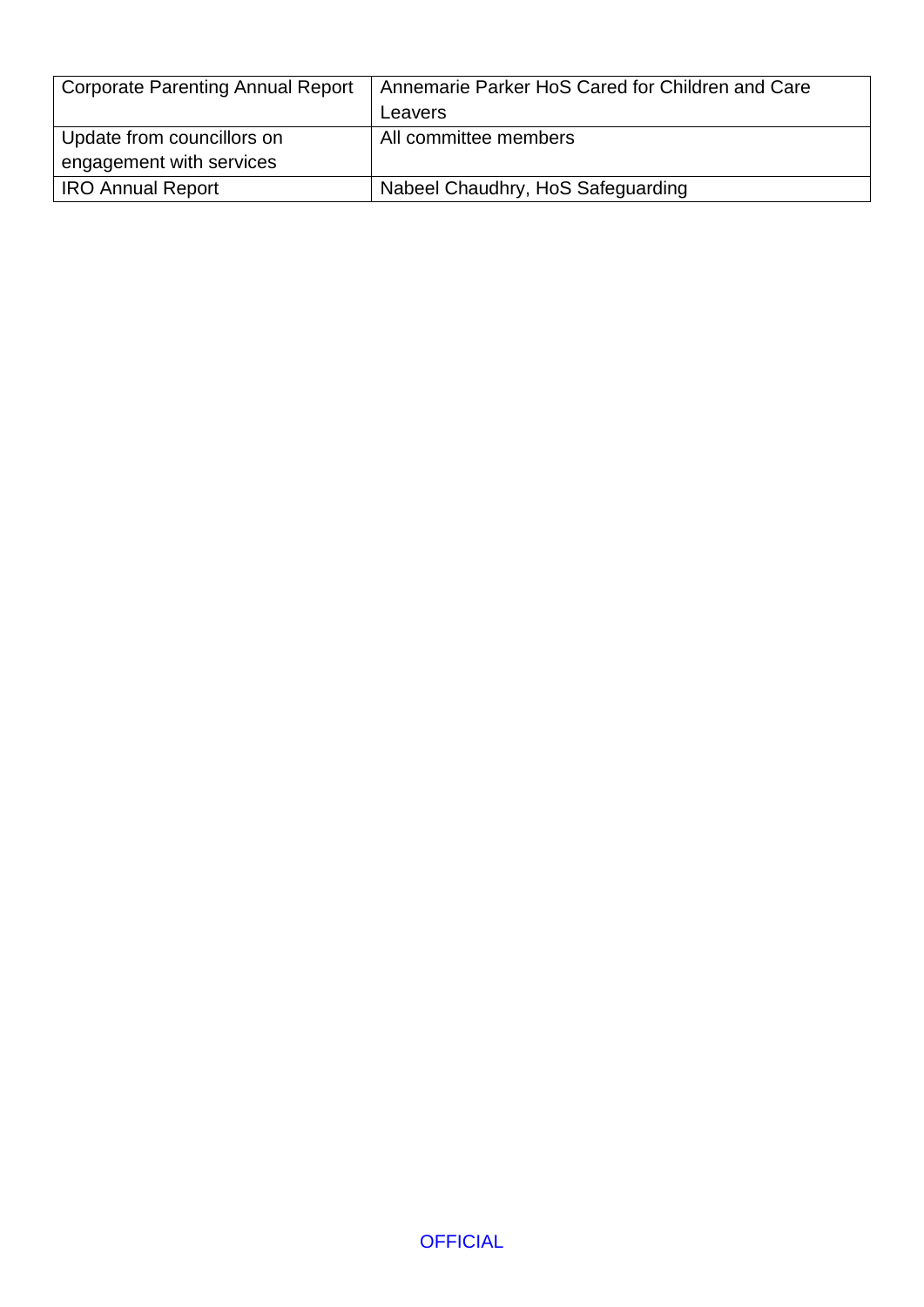| | |
|---|---|
| Corporate Parenting Annual Report | Annemarie Parker HoS Cared for Children and Care Leavers |
| Update from councillors on engagement with services | All committee members |
| IRO Annual Report | Nabeel Chaudhry, HoS Safeguarding |

OFFICIAL